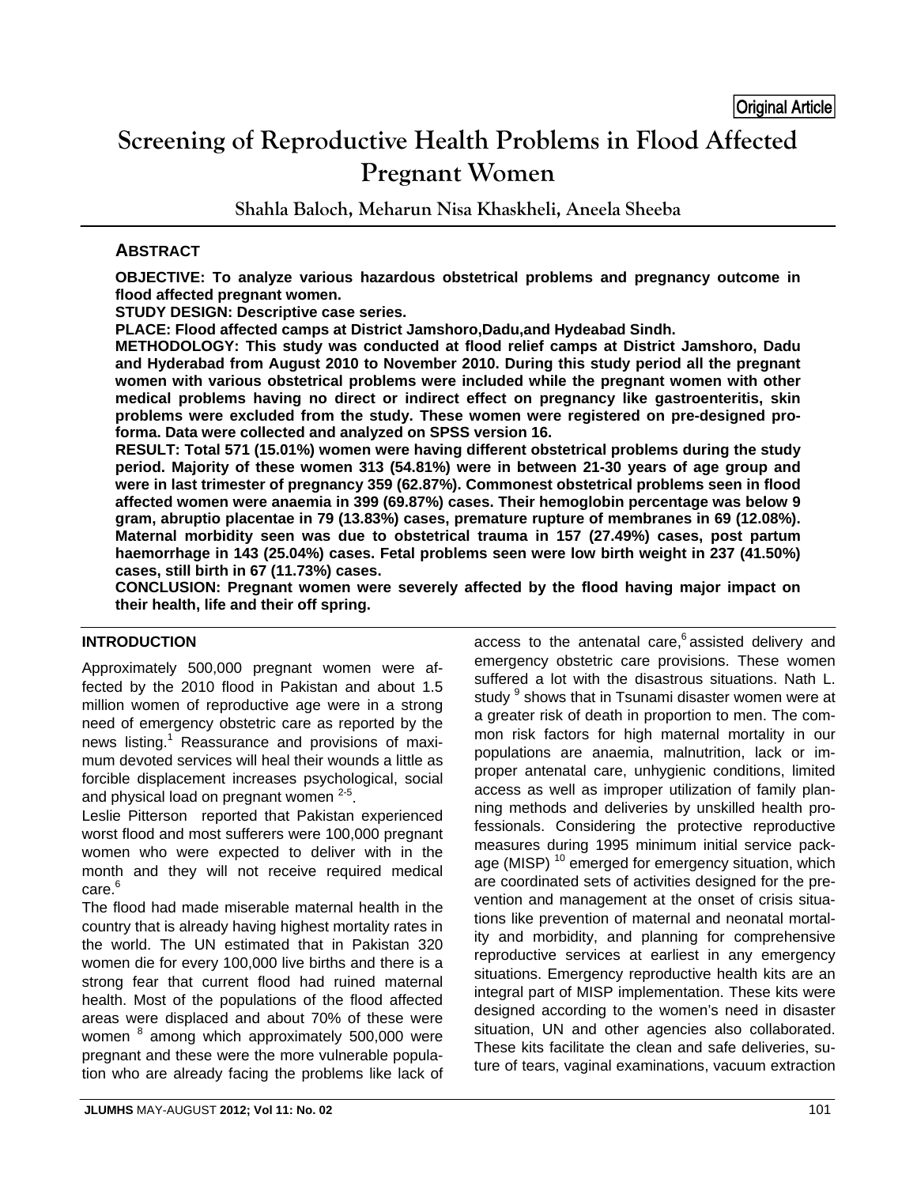Original Article

# Screening of Reproductive Health Problems in Flood Affected Pregnant Women

Shahla Baloch, Meharun Nisa Khaskheli, Aneela Sheeba

## ABSTRACT

**OBJECTIVE: To analyze various hazardous obstetrical problems and pregnancy outcome in flood affected pregnant women.**

**STUDY DESIGN: Descriptive case series.**

**PLACE: Flood affected camps at District Jamshoro,Dadu,and Hydeabad Sindh.**

**METHODOLOGY: This study was conducted at flood relief camps at District Jamshoro, Dadu and Hyderabad from August 2010 to November 2010. During this study period all the pregnant women with various obstetrical problems were included while the pregnant women with other medical problems having no direct or indirect effect on pregnancy like gastroenteritis, skin problems were excluded from the study. These women were registered on pre-designed proforma. Data were collected and analyzed on SPSS version 16.**

**RESULT: Total 571 (15.01%) women were having different obstetrical problems during the study period. Majority of these women 313 (54.81%) were in between 21-30 years of age group and were in last trimester of pregnancy 359 (62.87%). Commonest obstetrical problems seen in flood affected women were anaemia in 399 (69.87%) cases. Their hemoglobin percentage was below 9 gram, abruptio placentae in 79 (13.83%) cases, premature rupture of membranes in 69 (12.08%). Maternal morbidity seen was due to obstetrical trauma in 157 (27.49%) cases, post partum haemorrhage in 143 (25.04%) cases. Fetal problems seen were low birth weight in 237 (41.50%) cases, still birth in 67 (11.73%) cases.**

**CONCLUSION: Pregnant women were severely affected by the flood having major impact on their health, life and their off spring.**

## INTRODUCTION

Approximately 500,000 pregnant women were affected by the 2010 flood in Pakistan and about 1.5 million women of reproductive age were in a strong need of emergency obstetric care as reported by the news listing.[1] Reassurance and provisions of maximum devoted services will heal their wounds a little as forcible displacement increases psychological, social and physical load on pregnant women [2-5].

Leslie Pitterson reported that Pakistan experienced worst flood and most sufferers were 100,000 pregnant women who were expected to deliver with in the month and they will not receive required medical care.[6]

The flood had made miserable maternal health in the country that is already having highest mortality rates in the world. The UN estimated that in Pakistan 320 women die for every 100,000 live births and there is a strong fear that current flood had ruined maternal health. Most of the populations of the flood affected areas were displaced and about 70% of these were women [8] among which approximately 500,000 were pregnant and these were the more vulnerable population who are already facing the problems like lack of access to the antenatal care,[6] assisted delivery and emergency obstetric care provisions. These women suffered a lot with the disastrous situations. Nath L. study [9] shows that in Tsunami disaster women were at a greater risk of death in proportion to men. The common risk factors for high maternal mortality in our populations are anaemia, malnutrition, lack or improper antenatal care, unhygienic conditions, limited access as well as improper utilization of family planning methods and deliveries by unskilled health professionals. Considering the protective reproductive measures during 1995 minimum initial service package (MISP) [10] emerged for emergency situation, which are coordinated sets of activities designed for the prevention and management at the onset of crisis situations like prevention of maternal and neonatal mortality and morbidity, and planning for comprehensive reproductive services at earliest in any emergency situations. Emergency reproductive health kits are an integral part of MISP implementation. These kits were designed according to the women's need in disaster situation, UN and other agencies also collaborated. These kits facilitate the clean and safe deliveries, suture of tears, vaginal examinations, vacuum extraction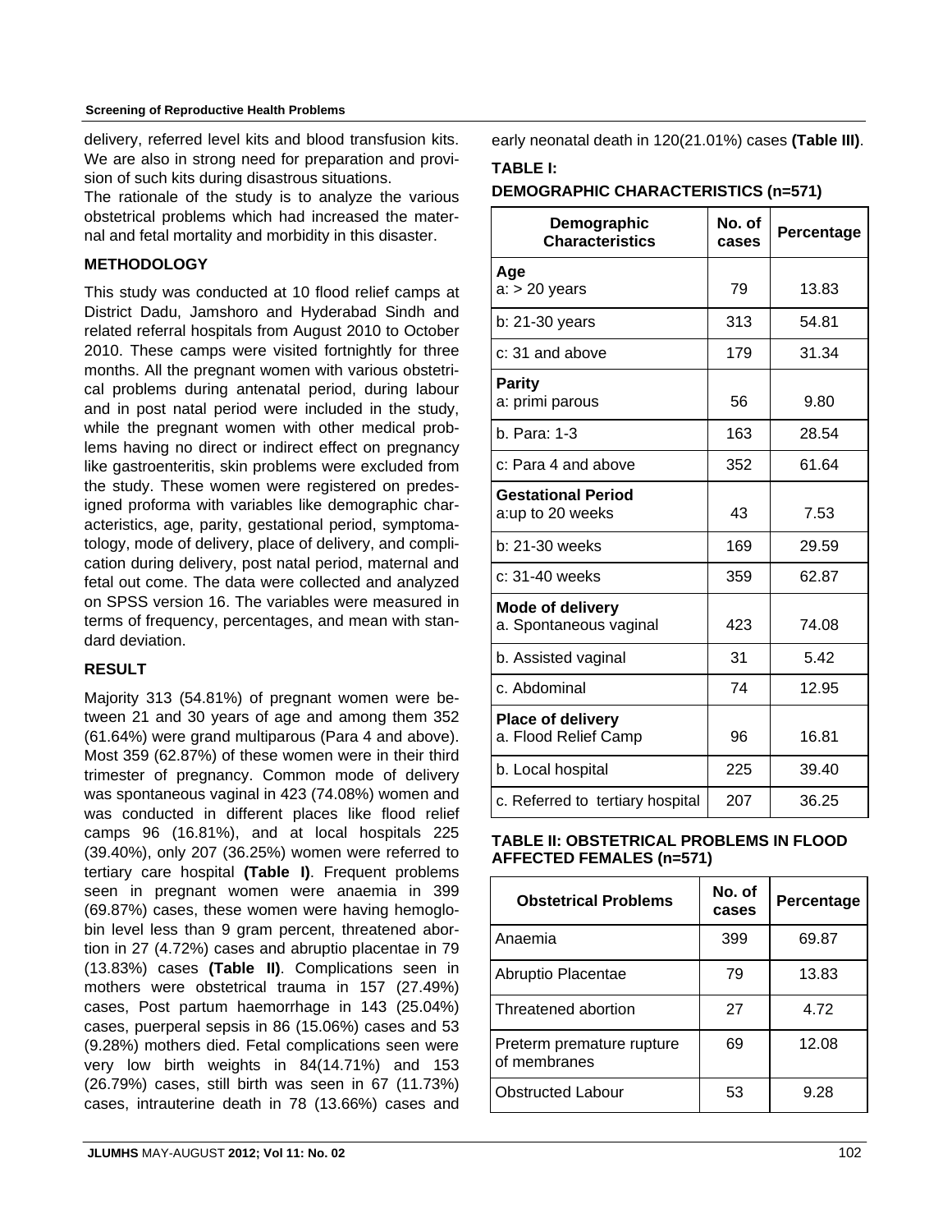delivery, referred level kits and blood transfusion kits. We are also in strong need for preparation and provision of such kits during disastrous situations.

The rationale of the study is to analyze the various obstetrical problems which had increased the maternal and fetal mortality and morbidity in this disaster.

## METHODOLOGY

This study was conducted at 10 flood relief camps at District Dadu, Jamshoro and Hyderabad Sindh and related referral hospitals from August 2010 to October 2010. These camps were visited fortnightly for three months. All the pregnant women with various obstetrical problems during antenatal period, during labour and in post natal period were included in the study, while the pregnant women with other medical problems having no direct or indirect effect on pregnancy like gastroenteritis, skin problems were excluded from the study. These women were registered on predesigned proforma with variables like demographic characteristics, age, parity, gestational period, symptomatology, mode of delivery, place of delivery, and complication during delivery, post natal period, maternal and fetal out come. The data were collected and analyzed on SPSS version 16. The variables were measured in terms of frequency, percentages, and mean with standard deviation.

## RESULT

Majority 313 (54.81%) of pregnant women were between 21 and 30 years of age and among them 352 (61.64%) were grand multiparous (Para 4 and above). Most 359 (62.87%) of these women were in their third trimester of pregnancy. Common mode of delivery was spontaneous vaginal in 423 (74.08%) women and was conducted in different places like flood relief camps 96 (16.81%), and at local hospitals 225 (39.40%), only 207 (36.25%) women were referred to tertiary care hospital **(Table I)**. Frequent problems seen in pregnant women were anaemia in 399 (69.87%) cases, these women were having hemoglobin level less than 9 gram percent, threatened abortion in 27 (4.72%) cases and abruptio placentae in 79 (13.83%) cases **(Table II)**. Complications seen in mothers were obstetrical trauma in 157 (27.49%) cases, Post partum haemorrhage in 143 (25.04%) cases, puerperal sepsis in 86 (15.06%) cases and 53 (9.28%) mothers died. Fetal complications seen were very low birth weights in 84(14.71%) and 153 (26.79%) cases, still birth was seen in 67 (11.73%) cases, intrauterine death in 78 (13.66%) cases and early neonatal death in 120(21.01%) cases **(Table III)**.

**TABLE I:**

**DEMOGRAPHIC CHARACTERISTICS (n=571)**

| Demographic Characteristics | No. of cases | Percentage |
|---|---|---|
| **Age** a: > 20 years | 79 | 13.83 |
| b: 21-30 years | 313 | 54.81 |
| c: 31 and above | 179 | 31.34 |
| **Parity** a: primi parous | 56 | 9.80 |
| b. Para: 1-3 | 163 | 28.54 |
| c: Para 4 and above | 352 | 61.64 |
| **Gestational Period** a:up to 20 weeks | 43 | 7.53 |
| b: 21-30 weeks | 169 | 29.59 |
| c: 31-40 weeks | 359 | 62.87 |
| **Mode of delivery** a. Spontaneous vaginal | 423 | 74.08 |
| b. Assisted vaginal | 31 | 5.42 |
| c. Abdominal | 74 | 12.95 |
| **Place of delivery** a. Flood Relief Camp | 96 | 16.81 |
| b. Local hospital | 225 | 39.40 |
| c. Referred to tertiary hospital | 207 | 36.25 |

**TABLE II: OBSTETRICAL PROBLEMS IN FLOOD AFFECTED FEMALES (n=571)**

| Obstetrical Problems | No. of cases | Percentage |
|---|---|---|
| Anaemia | 399 | 69.87 |
| Abruptio Placentae | 79 | 13.83 |
| Threatened abortion | 27 | 4.72 |
| Preterm premature rupture of membranes | 69 | 12.08 |
| Obstructed Labour | 53 | 9.28 |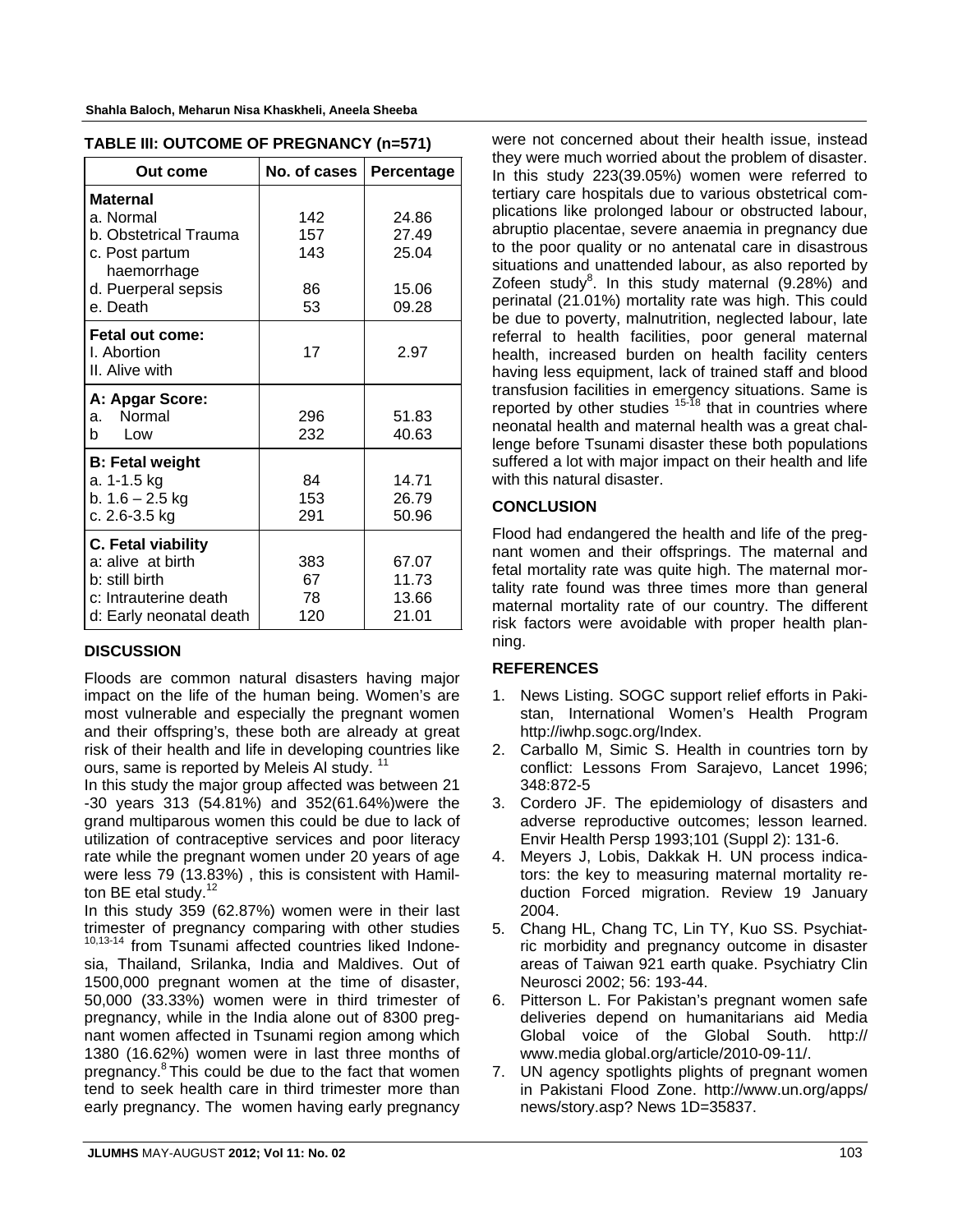**TABLE III: OUTCOME OF PREGNANCY (n=571)**

| Out come | No. of cases | Percentage |
|---|---|---|
| **Maternal** | | |
| a. Normal | 142 | 24.86 |
| b. Obstetrical Trauma | 157 | 27.49 |
| c. Post partum haemorrhage | 143 | 25.04 |
| d. Puerperal sepsis | 86 | 15.06 |
| e. Death | 53 | 09.28 |
| **Fetal out come:** | | |
| I. Abortion | 17 | 2.97 |
| II. Alive with | | |
| **A: Apgar Score:** | | |
| a. Normal | 296 | 51.83 |
| b Low | 232 | 40.63 |
| **B: Fetal weight** | | |
| a. 1-1.5 kg | 84 | 14.71 |
| b. 1.6 – 2.5 kg | 153 | 26.79 |
| c. 2.6-3.5 kg | 291 | 50.96 |
| **C. Fetal viability** | | |
| a: alive at birth | 383 | 67.07 |
| b: still birth | 67 | 11.73 |
| c: Intrauterine death | 78 | 13.66 |
| d: Early neonatal death | 120 | 21.01 |

## DISCUSSION

Floods are common natural disasters having major impact on the life of the human being. Women's are most vulnerable and especially the pregnant women and their offspring's, these both are already at great risk of their health and life in developing countries like ours, same is reported by Meleis Al study. [11]

In this study the major group affected was between 21 -30 years 313 (54.81%) and 352(61.64%)were the grand multiparous women this could be due to lack of utilization of contraceptive services and poor literacy rate while the pregnant women under 20 years of age were less 79 (13.83%) , this is consistent with Hamilton BE etal study.[12]

In this study 359 (62.87%) women were in their last trimester of pregnancy comparing with other studies [10,13-14] from Tsunami affected countries liked Indonesia, Thailand, Srilanka, India and Maldives. Out of 1500,000 pregnant women at the time of disaster, 50,000 (33.33%) women were in third trimester of pregnancy, while in the India alone out of 8300 pregnant women affected in Tsunami region among which 1380 (16.62%) women were in last three months of pregnancy.[8] This could be due to the fact that women tend to seek health care in third trimester more than early pregnancy. The women having early pregnancy were not concerned about their health issue, instead they were much worried about the problem of disaster. In this study 223(39.05%) women were referred to tertiary care hospitals due to various obstetrical complications like prolonged labour or obstructed labour, abruptio placentae, severe anaemia in pregnancy due to the poor quality or no antenatal care in disastrous situations and unattended labour, as also reported by Zofeen study[8]. In this study maternal (9.28%) and perinatal (21.01%) mortality rate was high. This could be due to poverty, malnutrition, neglected labour, late referral to health facilities, poor general maternal health, increased burden on health facility centers having less equipment, lack of trained staff and blood transfusion facilities in emergency situations. Same is reported by other studies [15-18] that in countries where neonatal health and maternal health was a great challenge before Tsunami disaster these both populations suffered a lot with major impact on their health and life with this natural disaster.

## CONCLUSION

Flood had endangered the health and life of the pregnant women and their offsprings. The maternal and fetal mortality rate was quite high. The maternal mortality rate found was three times more than general maternal mortality rate of our country. The different risk factors were avoidable with proper health planning.

## REFERENCES

1. News Listing. SOGC support relief efforts in Pakistan, International Women's Health Program http://iwhp.sogc.org/Index.
2. Carballo M, Simic S. Health in countries torn by conflict: Lessons From Sarajevo, Lancet 1996; 348:872-5
3. Cordero JF. The epidemiology of disasters and adverse reproductive outcomes; lesson learned. Envir Health Persp 1993;101 (Suppl 2): 131-6.
4. Meyers J, Lobis, Dakkak H. UN process indicators: the key to measuring maternal mortality reduction Forced migration. Review 19 January 2004.
5. Chang HL, Chang TC, Lin TY, Kuo SS. Psychiatric morbidity and pregnancy outcome in disaster areas of Taiwan 921 earth quake. Psychiatry Clin Neurosci 2002; 56: 193-44.
6. Pitterson L. For Pakistan's pregnant women safe deliveries depend on humanitarians aid Media Global voice of the Global South. http://www.media global.org/article/2010-09-11/.
7. UN agency spotlights plights of pregnant women in Pakistani Flood Zone. http://www.un.org/apps/news/story.asp? News 1D=35837.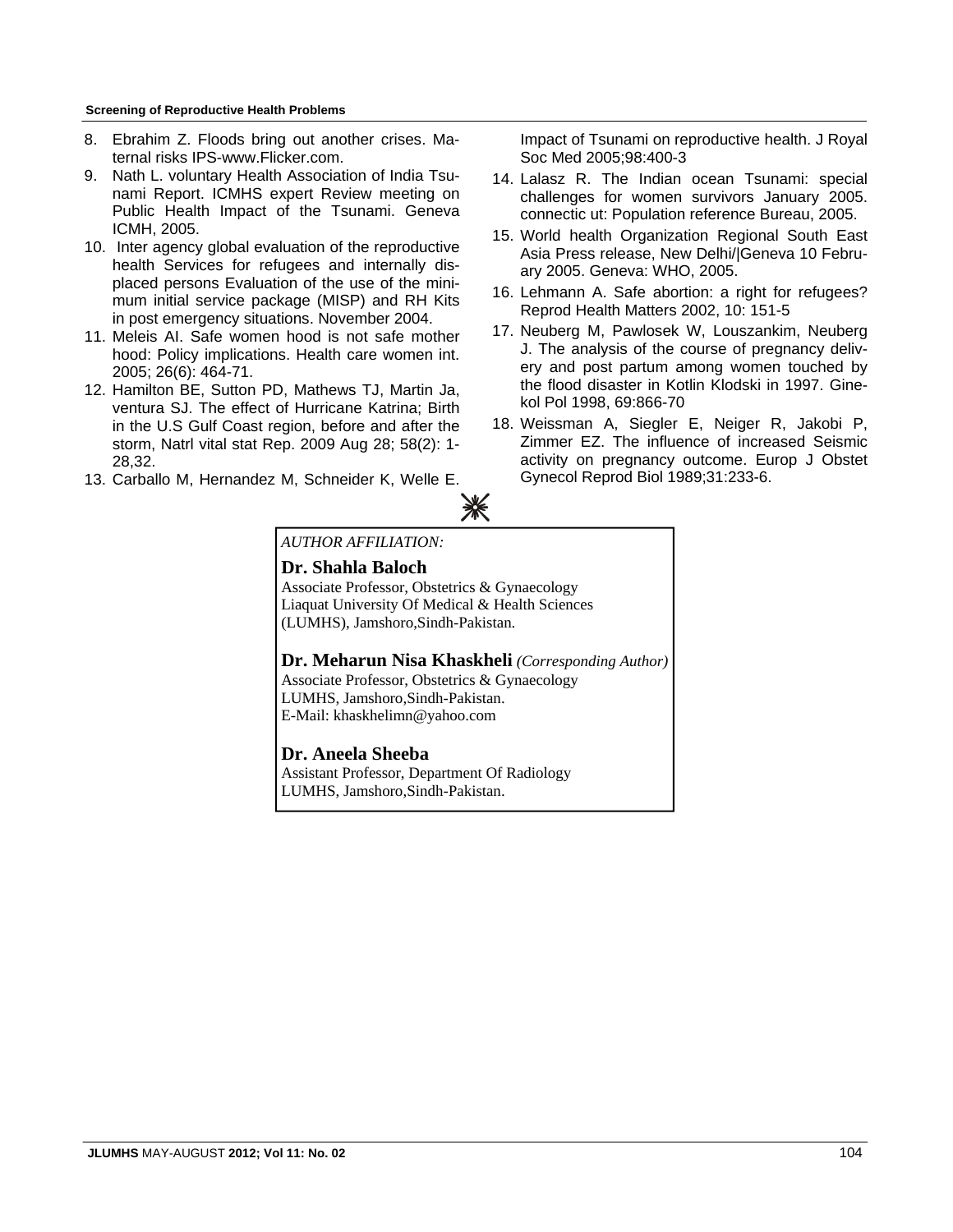8. Ebrahim Z. Floods bring out another crises. Maternal risks IPS-www.Flicker.com.
9. Nath L. voluntary Health Association of India Tsunami Report. ICMHS expert Review meeting on Public Health Impact of the Tsunami. Geneva ICMH, 2005.
10. Inter agency global evaluation of the reproductive health Services for refugees and internally displaced persons Evaluation of the use of the minimum initial service package (MISP) and RH Kits in post emergency situations. November 2004.
11. Meleis AI. Safe women hood is not safe mother hood: Policy implications. Health care women int. 2005; 26(6): 464-71.
12. Hamilton BE, Sutton PD, Mathews TJ, Martin Ja, ventura SJ. The effect of Hurricane Katrina; Birth in the U.S Gulf Coast region, before and after the storm, Natrl vital stat Rep. 2009 Aug 28; 58(2): 1-28,32.
13. Carballo M, Hernandez M, Schneider K, Welle E. Impact of Tsunami on reproductive health. J Royal Soc Med 2005;98:400-3
14. Lalasz R. The Indian ocean Tsunami: special challenges for women survivors January 2005. connectic ut: Population reference Bureau, 2005.
15. World health Organization Regional South East Asia Press release, New Delhi/|Geneva 10 February 2005. Geneva: WHO, 2005.
16. Lehmann A. Safe abortion: a right for refugees? Reprod Health Matters 2002, 10: 151-5
17. Neuberg M, Pawlosek W, Louszankim, Neuberg J. The analysis of the course of pregnancy delivery and post partum among women touched by the flood disaster in Kotlin Klodski in 1997. Ginekol Pol 1998, 69:866-70
18. Weissman A, Siegler E, Neiger R, Jakobi P, Zimmer EZ. The influence of increased Seismic activity on pregnancy outcome. Europ J Obstet Gynecol Reprod Biol 1989;31:233-6.

*AUTHOR AFFILIATION:*

**Dr. Shahla Baloch**
Associate Professor, Obstetrics & Gynaecology
Liaquat University Of Medical & Health Sciences
(LUMHS), Jamshoro,Sindh-Pakistan.

**Dr. Meharun Nisa Khaskheli** *(Corresponding Author)*
Associate Professor, Obstetrics & Gynaecology
LUMHS, Jamshoro,Sindh-Pakistan.
E-Mail: khaskhelimn@yahoo.com

**Dr. Aneela Sheeba**
Assistant Professor, Department Of Radiology
LUMHS, Jamshoro,Sindh-Pakistan.